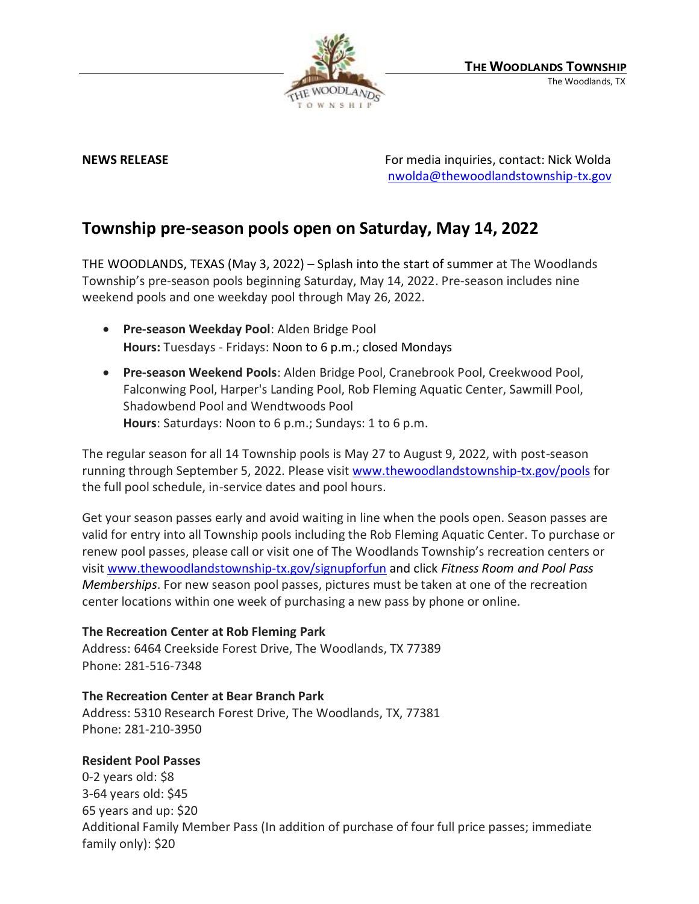**THE WOODLANDS TOWNSHIP**
The Woodlands, TX

**NEWS RELEASE**

For media inquiries, contact: Nick Wolda
nwolda@thewoodlandstownship-tx.gov

# Township pre-season pools open on Saturday, May 14, 2022

THE WOODLANDS, TEXAS (May 3, 2022) – Splash into the start of summer at The Woodlands Township's pre-season pools beginning Saturday, May 14, 2022. Pre-season includes nine weekend pools and one weekday pool through May 26, 2022.

- **Pre-season Weekday Pool**: Alden Bridge Pool
  **Hours:** Tuesdays - Fridays: Noon to 6 p.m.; closed Mondays
- **Pre-season Weekend Pools**: Alden Bridge Pool, Cranebrook Pool, Creekwood Pool, Falconwing Pool, Harper's Landing Pool, Rob Fleming Aquatic Center, Sawmill Pool, Shadowbend Pool and Wendtwoods Pool
  **Hours**: Saturdays: Noon to 6 p.m.; Sundays: 1 to 6 p.m.

The regular season for all 14 Township pools is May 27 to August 9, 2022, with post-season running through September 5, 2022. Please visit www.thewoodlandstownship-tx.gov/pools for the full pool schedule, in-service dates and pool hours.

Get your season passes early and avoid waiting in line when the pools open. Season passes are valid for entry into all Township pools including the Rob Fleming Aquatic Center. To purchase or renew pool passes, please call or visit one of The Woodlands Township's recreation centers or visit www.thewoodlandstownship-tx.gov/signupforfun and click *Fitness Room and Pool Pass Memberships*. For new season pool passes, pictures must be taken at one of the recreation center locations within one week of purchasing a new pass by phone or online.

**The Recreation Center at Rob Fleming Park**
Address: 6464 Creekside Forest Drive, The Woodlands, TX 77389
Phone: 281-516-7348

**The Recreation Center at Bear Branch Park**
Address: 5310 Research Forest Drive, The Woodlands, TX, 77381
Phone: 281-210-3950

**Resident Pool Passes**
0-2 years old: $8
3-64 years old: $45
65 years and up: $20
Additional Family Member Pass (In addition of purchase of four full price passes; immediate family only): $20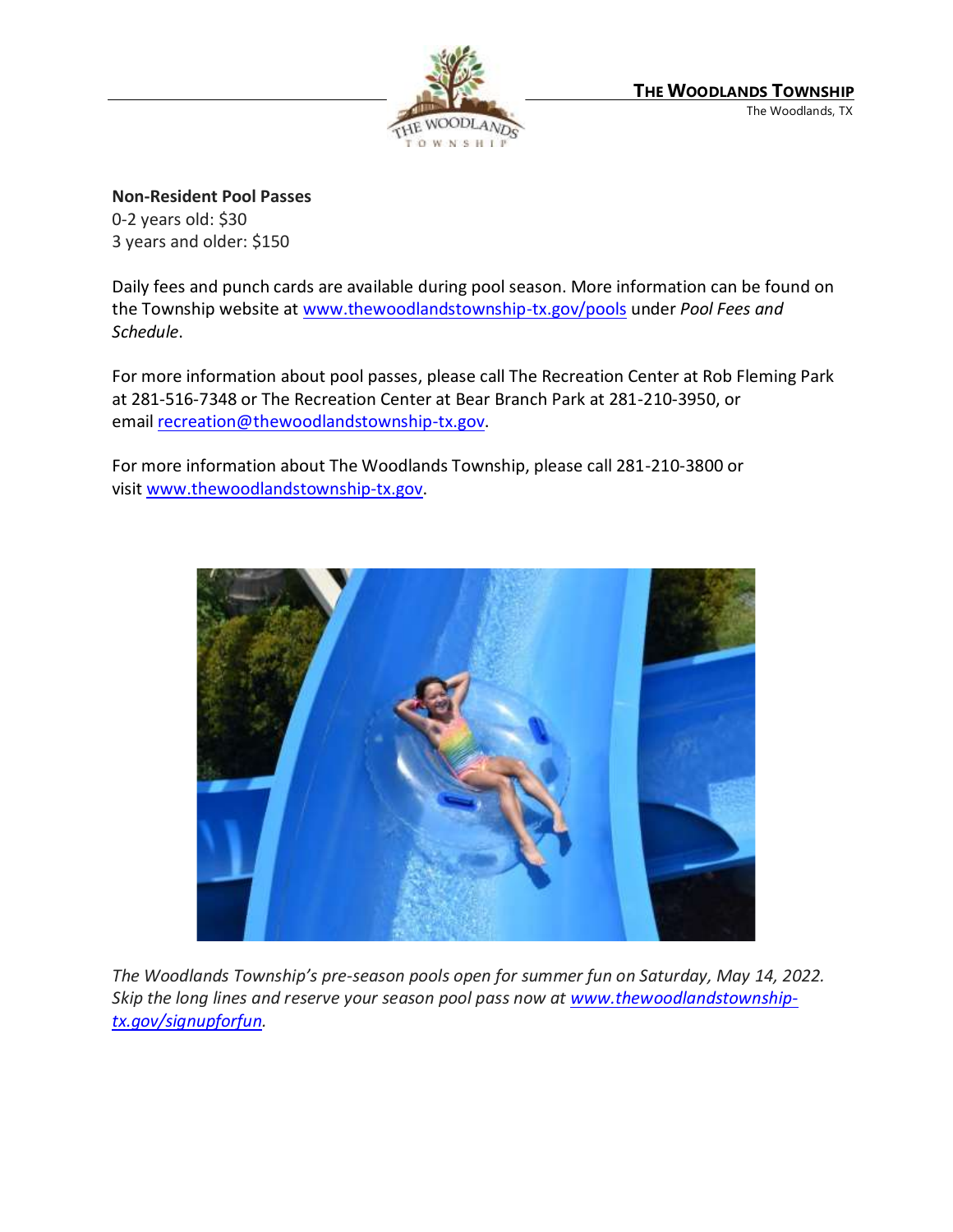**Non-Resident Pool Passes**
0-2 years old: $30
3 years and older: $150

Daily fees and punch cards are available during pool season. More information can be found on the Township website at www.thewoodlandstownship-tx.gov/pools under *Pool Fees and Schedule*.

For more information about pool passes, please call The Recreation Center at Rob Fleming Park at 281-516-7348 or The Recreation Center at Bear Branch Park at 281-210-3950, or email recreation@thewoodlandstownship-tx.gov.

For more information about The Woodlands Township, please call 281-210-3800 or visit www.thewoodlandstownship-tx.gov.

*The Woodlands Township's pre-season pools open for summer fun on Saturday, May 14, 2022. Skip the long lines and reserve your season pool pass now at www.thewoodlandstownship-tx.gov/signupforfun.*